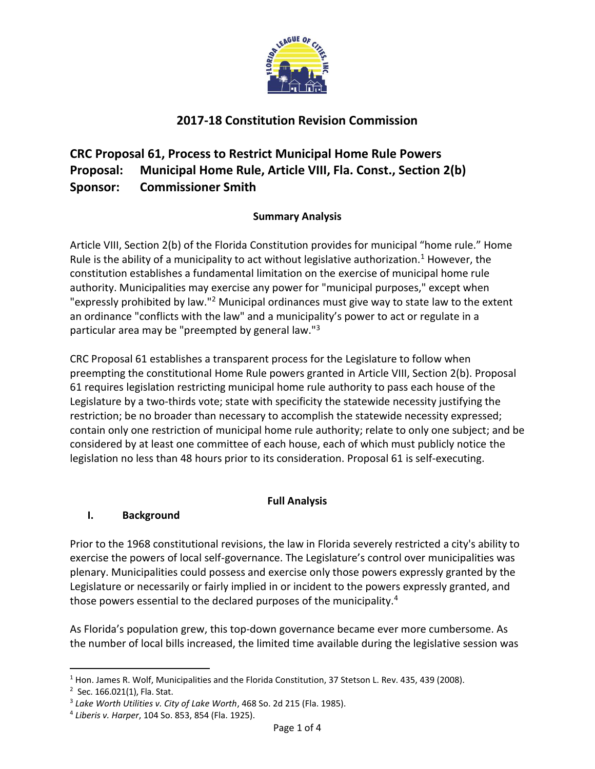## 2017-18 Constitution Revision Commission

### CRC Proposal 61, Process to Restrict Municipal Home Rule Powers
### Proposal: Municipal Home Rule, Article VIII, Fla. Const., Section 2(b)
### Sponsor: Commissioner Smith

**Summary Analysis**

Article VIII, Section 2(b) of the Florida Constitution provides for municipal "home rule." Home Rule is the ability of a municipality to act without legislative authorization.[1] However, the constitution establishes a fundamental limitation on the exercise of municipal home rule authority. Municipalities may exercise any power for "municipal purposes," except when "expressly prohibited by law."[2] Municipal ordinances must give way to state law to the extent an ordinance "conflicts with the law" and a municipality's power to act or regulate in a particular area may be "preempted by general law."[3]

CRC Proposal 61 establishes a transparent process for the Legislature to follow when preempting the constitutional Home Rule powers granted in Article VIII, Section 2(b). Proposal 61 requires legislation restricting municipal home rule authority to pass each house of the Legislature by a two-thirds vote; state with specificity the statewide necessity justifying the restriction; be no broader than necessary to accomplish the statewide necessity expressed; contain only one restriction of municipal home rule authority; relate to only one subject; and be considered by at least one committee of each house, each of which must publicly notice the legislation no less than 48 hours prior to its consideration. Proposal 61 is self-executing.

**Full Analysis**

**I. Background**

Prior to the 1968 constitutional revisions, the law in Florida severely restricted a city's ability to exercise the powers of local self-governance. The Legislature's control over municipalities was plenary. Municipalities could possess and exercise only those powers expressly granted by the Legislature or necessarily or fairly implied in or incident to the powers expressly granted, and those powers essential to the declared purposes of the municipality.[4]

As Florida's population grew, this top-down governance became ever more cumbersome. As the number of local bills increased, the limited time available during the legislative session was

---

[1] Hon. James R. Wolf, Municipalities and the Florida Constitution, 37 Stetson L. Rev. 435, 439 (2008).

[2] Sec. 166.021(1), Fla. Stat.

[3] *Lake Worth Utilities v. City of Lake Worth*, 468 So. 2d 215 (Fla. 1985).

[4] *Liberis v. Harper*, 104 So. 853, 854 (Fla. 1925).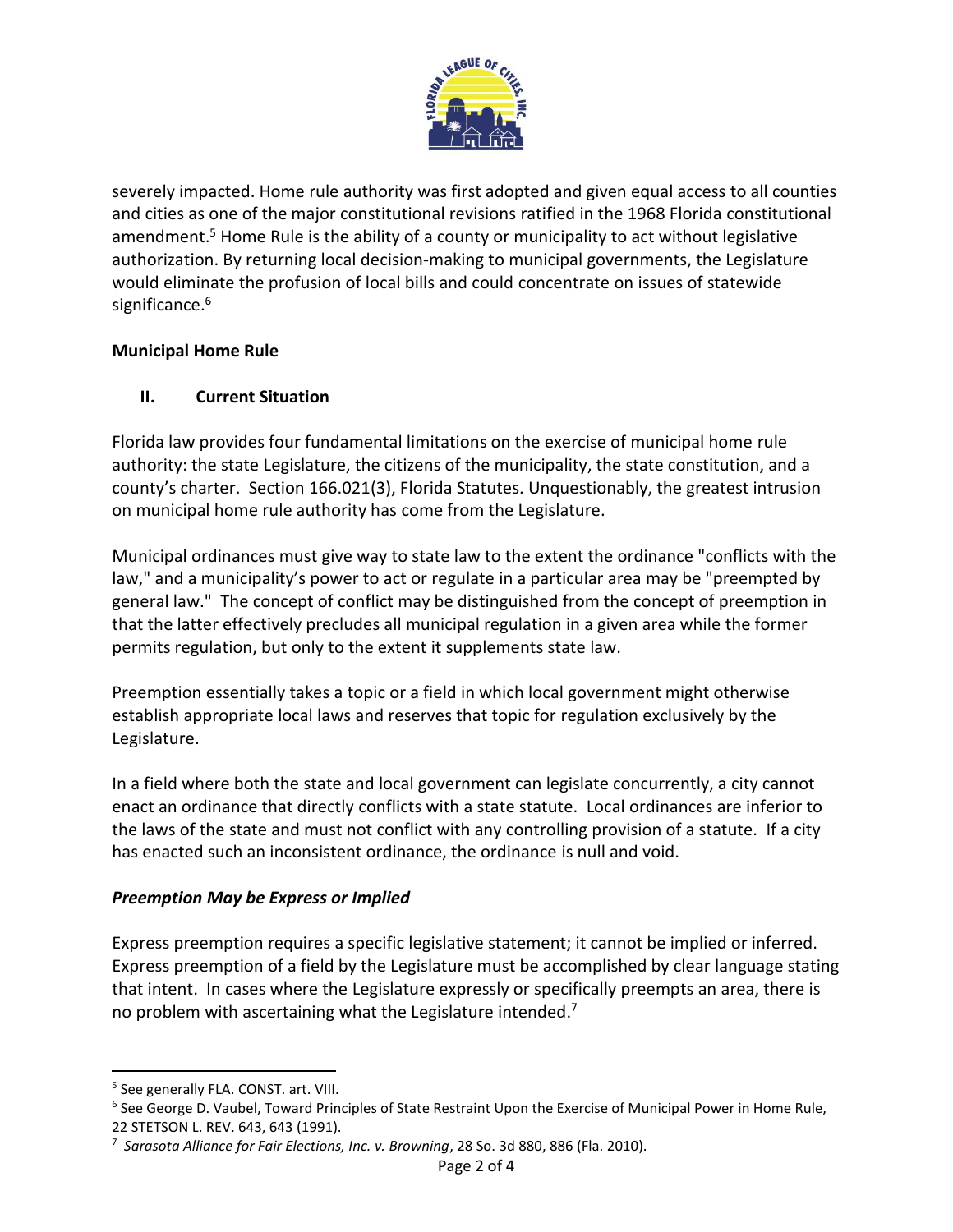severely impacted. Home rule authority was first adopted and given equal access to all counties and cities as one of the major constitutional revisions ratified in the 1968 Florida constitutional amendment.[5] Home Rule is the ability of a county or municipality to act without legislative authorization. By returning local decision-making to municipal governments, the Legislature would eliminate the profusion of local bills and could concentrate on issues of statewide significance.[6]

**Municipal Home Rule**

## II. Current Situation

Florida law provides four fundamental limitations on the exercise of municipal home rule authority: the state Legislature, the citizens of the municipality, the state constitution, and a county's charter. Section 166.021(3), Florida Statutes. Unquestionably, the greatest intrusion on municipal home rule authority has come from the Legislature.

Municipal ordinances must give way to state law to the extent the ordinance "conflicts with the law," and a municipality's power to act or regulate in a particular area may be "preempted by general law." The concept of conflict may be distinguished from the concept of preemption in that the latter effectively precludes all municipal regulation in a given area while the former permits regulation, but only to the extent it supplements state law.

Preemption essentially takes a topic or a field in which local government might otherwise establish appropriate local laws and reserves that topic for regulation exclusively by the Legislature.

In a field where both the state and local government can legislate concurrently, a city cannot enact an ordinance that directly conflicts with a state statute. Local ordinances are inferior to the laws of the state and must not conflict with any controlling provision of a statute. If a city has enacted such an inconsistent ordinance, the ordinance is null and void.

***Preemption May be Express or Implied***

Express preemption requires a specific legislative statement; it cannot be implied or inferred. Express preemption of a field by the Legislature must be accomplished by clear language stating that intent. In cases where the Legislature expressly or specifically preempts an area, there is no problem with ascertaining what the Legislature intended.[7]

---

[5] See generally FLA. CONST. art. VIII.

[6] See George D. Vaubel, Toward Principles of State Restraint Upon the Exercise of Municipal Power in Home Rule, 22 STETSON L. REV. 643, 643 (1991).

[7] *Sarasota Alliance for Fair Elections, Inc. v. Browning*, 28 So. 3d 880, 886 (Fla. 2010).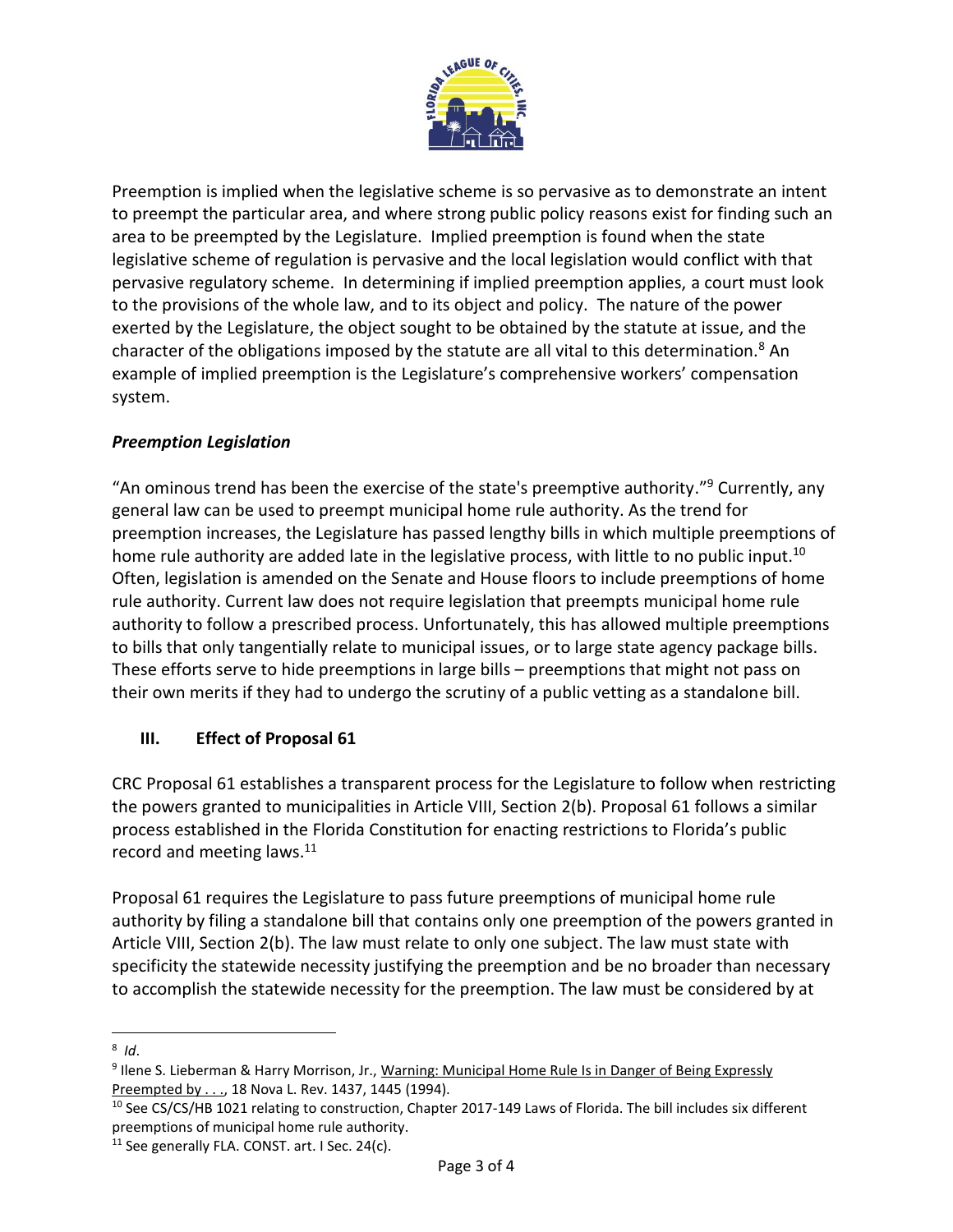Preemption is implied when the legislative scheme is so pervasive as to demonstrate an intent to preempt the particular area, and where strong public policy reasons exist for finding such an area to be preempted by the Legislature. Implied preemption is found when the state legislative scheme of regulation is pervasive and the local legislation would conflict with that pervasive regulatory scheme. In determining if implied preemption applies, a court must look to the provisions of the whole law, and to its object and policy. The nature of the power exerted by the Legislature, the object sought to be obtained by the statute at issue, and the character of the obligations imposed by the statute are all vital to this determination.[8] An example of implied preemption is the Legislature's comprehensive workers' compensation system.

### *Preemption Legislation*

"An ominous trend has been the exercise of the state's preemptive authority."[9] Currently, any general law can be used to preempt municipal home rule authority. As the trend for preemption increases, the Legislature has passed lengthy bills in which multiple preemptions of home rule authority are added late in the legislative process, with little to no public input.[10] Often, legislation is amended on the Senate and House floors to include preemptions of home rule authority. Current law does not require legislation that preempts municipal home rule authority to follow a prescribed process. Unfortunately, this has allowed multiple preemptions to bills that only tangentially relate to municipal issues, or to large state agency package bills. These efforts serve to hide preemptions in large bills – preemptions that might not pass on their own merits if they had to undergo the scrutiny of a public vetting as a standalone bill.

## III. Effect of Proposal 61

CRC Proposal 61 establishes a transparent process for the Legislature to follow when restricting the powers granted to municipalities in Article VIII, Section 2(b). Proposal 61 follows a similar process established in the Florida Constitution for enacting restrictions to Florida's public record and meeting laws.[11]

Proposal 61 requires the Legislature to pass future preemptions of municipal home rule authority by filing a standalone bill that contains only one preemption of the powers granted in Article VIII, Section 2(b). The law must relate to only one subject. The law must state with specificity the statewide necessity justifying the preemption and be no broader than necessary to accomplish the statewide necessity for the preemption. The law must be considered by at

---

[8] *Id*.

[9] Ilene S. Lieberman & Harry Morrison, Jr., Warning: Municipal Home Rule Is in Danger of Being Expressly Preempted by . . ., 18 Nova L. Rev. 1437, 1445 (1994).

[10] See CS/CS/HB 1021 relating to construction, Chapter 2017-149 Laws of Florida. The bill includes six different preemptions of municipal home rule authority.

[11] See generally FLA. CONST. art. I Sec. 24(c).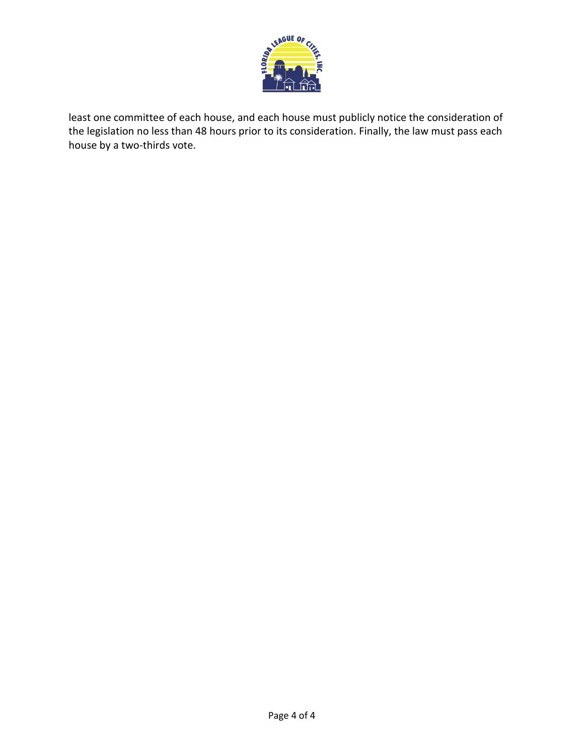least one committee of each house, and each house must publicly notice the consideration of the legislation no less than 48 hours prior to its consideration. Finally, the law must pass each house by a two-thirds vote.